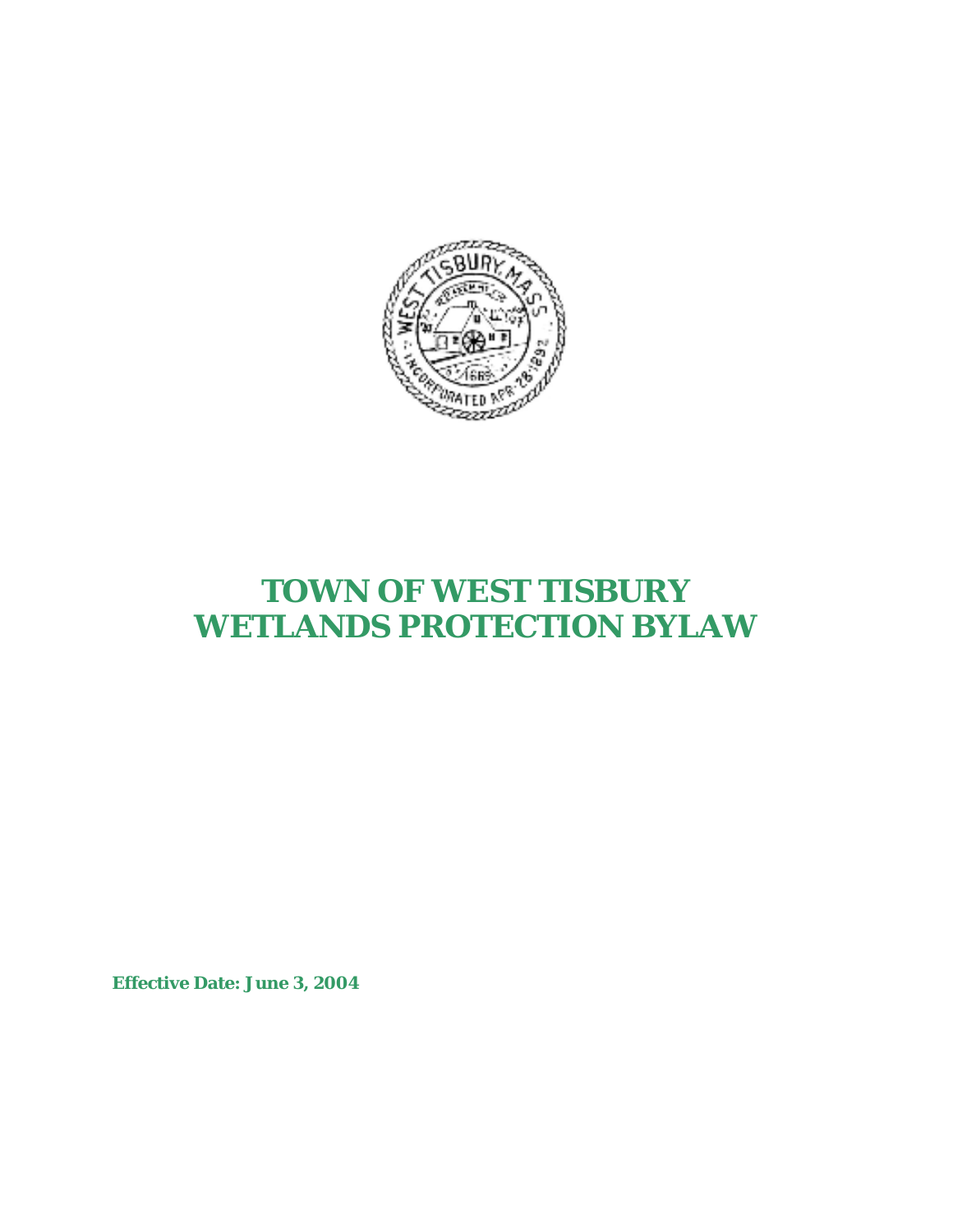# TOWN OF WEST TISBURY
# WETLANDS PROTECTION BYLAW

**Effective Date: June 3, 2004**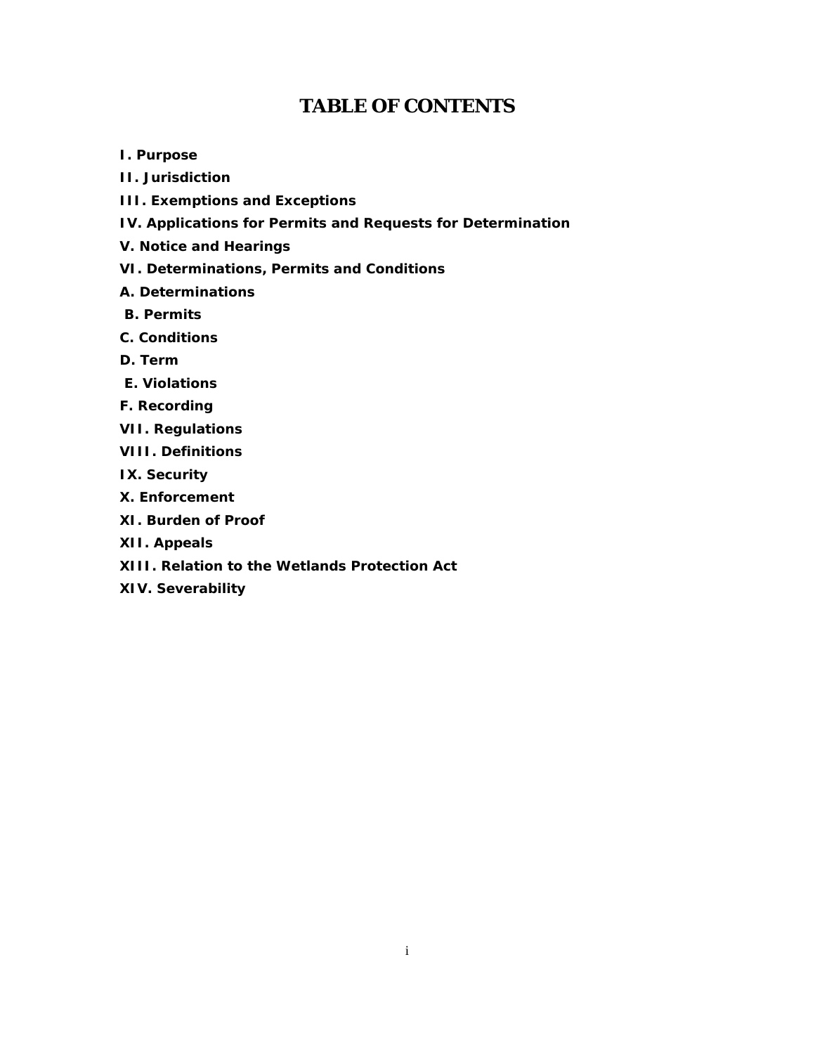# TABLE OF CONTENTS

**I. Purpose**

**II. Jurisdiction**

**III. Exemptions and Exceptions**

**IV. Applications for Permits and Requests for Determination**

**V. Notice and Hearings**

**VI. Determinations, Permits and Conditions**

**A. Determinations**

**B. Permits**

**C. Conditions**

**D. Term**

**E. Violations**

**F. Recording**

**VII. Regulations**

**VIII. Definitions**

**IX. Security**

**X. Enforcement**

**XI. Burden of Proof**

**XII. Appeals**

**XIII. Relation to the Wetlands Protection Act**

**XIV. Severability**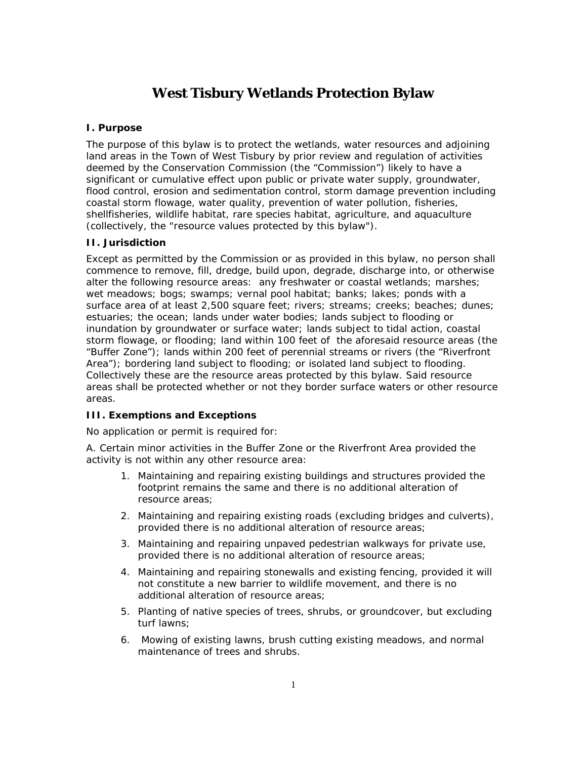# West Tisbury Wetlands Protection Bylaw

### I. Purpose

The purpose of this bylaw is to protect the wetlands, water resources and adjoining land areas in the Town of West Tisbury by prior review and regulation of activities deemed by the Conservation Commission (the "Commission") likely to have a significant or cumulative effect upon public or private water supply, groundwater, flood control, erosion and sedimentation control, storm damage prevention including coastal storm flowage, water quality, prevention of water pollution, fisheries, shellfisheries, wildlife habitat, rare species habitat, agriculture, and aquaculture (collectively, the "resource values protected by this bylaw").

### II. Jurisdiction

Except as permitted by the Commission or as provided in this bylaw, no person shall commence to remove, fill, dredge, build upon, degrade, discharge into, or otherwise alter the following resource areas: any freshwater or coastal wetlands; marshes; wet meadows; bogs; swamps; vernal pool habitat; banks; lakes; ponds with a surface area of at least 2,500 square feet; rivers; streams; creeks; beaches; dunes; estuaries; the ocean; lands under water bodies; lands subject to flooding or inundation by groundwater or surface water; lands subject to tidal action, coastal storm flowage, or flooding; land within 100 feet of the aforesaid resource areas (the "Buffer Zone"); lands within 200 feet of perennial streams or rivers (the "Riverfront Area"); bordering land subject to flooding; or isolated land subject to flooding. Collectively these are the resource areas protected by this bylaw. Said resource areas shall be protected whether or not they border surface waters or other resource areas.

### III. Exemptions and Exceptions

No application or permit is required for:

A. Certain minor activities in the Buffer Zone or the Riverfront Area provided the activity is not within any other resource area:

1. Maintaining and repairing existing buildings and structures provided the footprint remains the same and there is no additional alteration of resource areas;
2. Maintaining and repairing existing roads (excluding bridges and culverts), provided there is no additional alteration of resource areas;
3. Maintaining and repairing unpaved pedestrian walkways for private use, provided there is no additional alteration of resource areas;
4. Maintaining and repairing stonewalls and existing fencing, provided it will not constitute a new barrier to wildlife movement, and there is no additional alteration of resource areas;
5. Planting of native species of trees, shrubs, or groundcover, but excluding turf lawns;
6. Mowing of existing lawns, brush cutting existing meadows, and normal maintenance of trees and shrubs.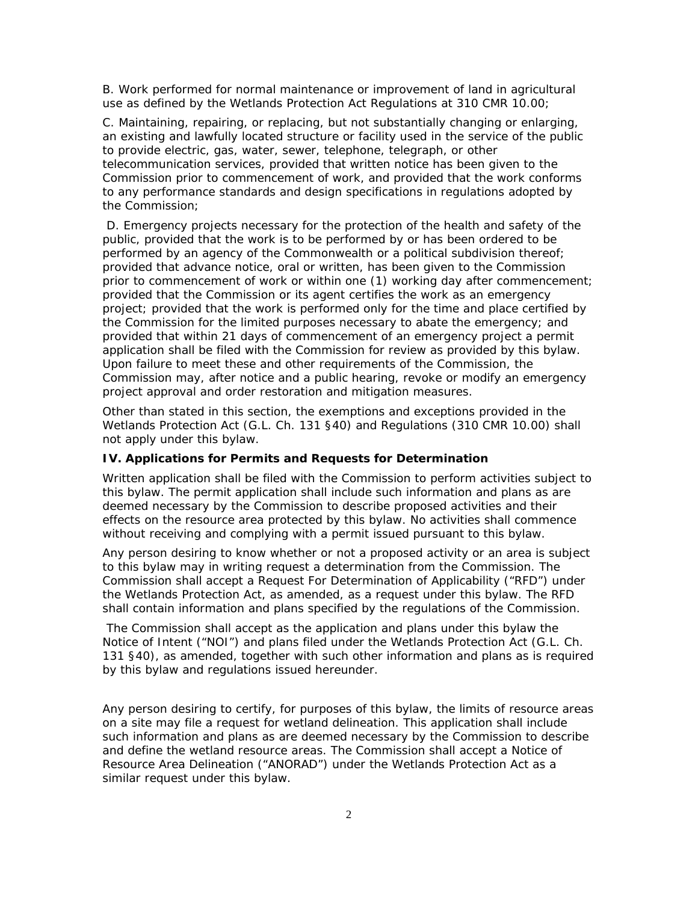B. Work performed for normal maintenance or improvement of land in agricultural use as defined by the Wetlands Protection Act Regulations at 310 CMR 10.00;

C. Maintaining, repairing, or replacing, but not substantially changing or enlarging, an existing and lawfully located structure or facility used in the service of the public to provide electric, gas, water, sewer, telephone, telegraph, or other telecommunication services, provided that written notice has been given to the Commission prior to commencement of work, and provided that the work conforms to any performance standards and design specifications in regulations adopted by the Commission;

D. Emergency projects necessary for the protection of the health and safety of the public, provided that the work is to be performed by or has been ordered to be performed by an agency of the Commonwealth or a political subdivision thereof; provided that advance notice, oral or written, has been given to the Commission prior to commencement of work or within one (1) working day after commencement; provided that the Commission or its agent certifies the work as an emergency project; provided that the work is performed only for the time and place certified by the Commission for the limited purposes necessary to abate the emergency; and provided that within 21 days of commencement of an emergency project a permit application shall be filed with the Commission for review as provided by this bylaw. Upon failure to meet these and other requirements of the Commission, the Commission may, after notice and a public hearing, revoke or modify an emergency project approval and order restoration and mitigation measures.

Other than stated in this section, the exemptions and exceptions provided in the Wetlands Protection Act (G.L. Ch. 131 §40) and Regulations (310 CMR 10.00) shall not apply under this bylaw.

**IV. Applications for Permits and Requests for Determination**

Written application shall be filed with the Commission to perform activities subject to this bylaw. The permit application shall include such information and plans as are deemed necessary by the Commission to describe proposed activities and their effects on the resource area protected by this bylaw. No activities shall commence without receiving and complying with a permit issued pursuant to this bylaw.

Any person desiring to know whether or not a proposed activity or an area is subject to this bylaw may in writing request a determination from the Commission. The Commission shall accept a Request For Determination of Applicability ("RFD") under the Wetlands Protection Act, as amended, as a request under this bylaw. The RFD shall contain information and plans specified by the regulations of the Commission.

The Commission shall accept as the application and plans under this bylaw the Notice of Intent ("NOI") and plans filed under the Wetlands Protection Act (G.L. Ch. 131 §40), as amended, together with such other information and plans as is required by this bylaw and regulations issued hereunder.

Any person desiring to certify, for purposes of this bylaw, the limits of resource areas on a site may file a request for wetland delineation. This application shall include such information and plans as are deemed necessary by the Commission to describe and define the wetland resource areas. The Commission shall accept a Notice of Resource Area Delineation ("ANORAD") under the Wetlands Protection Act as a similar request under this bylaw.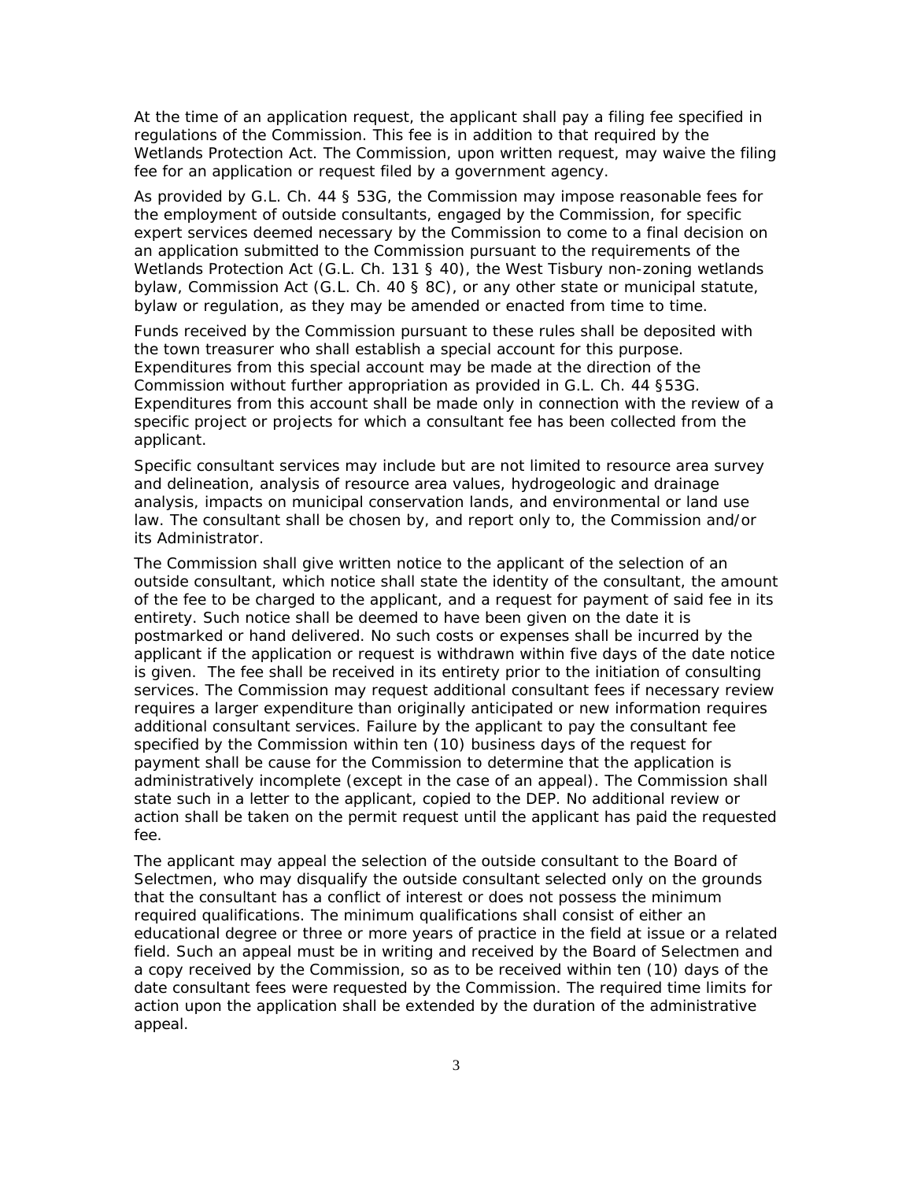At the time of an application request, the applicant shall pay a filing fee specified in regulations of the Commission. This fee is in addition to that required by the Wetlands Protection Act. The Commission, upon written request, may waive the filing fee for an application or request filed by a government agency.

As provided by G.L. Ch. 44 § 53G, the Commission may impose reasonable fees for the employment of outside consultants, engaged by the Commission, for specific expert services deemed necessary by the Commission to come to a final decision on an application submitted to the Commission pursuant to the requirements of the Wetlands Protection Act (G.L. Ch. 131 § 40), the West Tisbury non-zoning wetlands bylaw, Commission Act (G.L. Ch. 40 § 8C), or any other state or municipal statute, bylaw or regulation, as they may be amended or enacted from time to time.

Funds received by the Commission pursuant to these rules shall be deposited with the town treasurer who shall establish a special account for this purpose. Expenditures from this special account may be made at the direction of the Commission without further appropriation as provided in G.L. Ch. 44 §53G. Expenditures from this account shall be made only in connection with the review of a specific project or projects for which a consultant fee has been collected from the applicant.

Specific consultant services may include but are not limited to resource area survey and delineation, analysis of resource area values, hydrogeologic and drainage analysis, impacts on municipal conservation lands, and environmental or land use law. The consultant shall be chosen by, and report only to, the Commission and/or its Administrator.

The Commission shall give written notice to the applicant of the selection of an outside consultant, which notice shall state the identity of the consultant, the amount of the fee to be charged to the applicant, and a request for payment of said fee in its entirety. Such notice shall be deemed to have been given on the date it is postmarked or hand delivered. No such costs or expenses shall be incurred by the applicant if the application or request is withdrawn within five days of the date notice is given. The fee shall be received in its entirety prior to the initiation of consulting services. The Commission may request additional consultant fees if necessary review requires a larger expenditure than originally anticipated or new information requires additional consultant services. Failure by the applicant to pay the consultant fee specified by the Commission within ten (10) business days of the request for payment shall be cause for the Commission to determine that the application is administratively incomplete (except in the case of an appeal). The Commission shall state such in a letter to the applicant, copied to the DEP. No additional review or action shall be taken on the permit request until the applicant has paid the requested fee.

The applicant may appeal the selection of the outside consultant to the Board of Selectmen, who may disqualify the outside consultant selected only on the grounds that the consultant has a conflict of interest or does not possess the minimum required qualifications. The minimum qualifications shall consist of either an educational degree or three or more years of practice in the field at issue or a related field. Such an appeal must be in writing and received by the Board of Selectmen and a copy received by the Commission, so as to be received within ten (10) days of the date consultant fees were requested by the Commission. The required time limits for action upon the application shall be extended by the duration of the administrative appeal.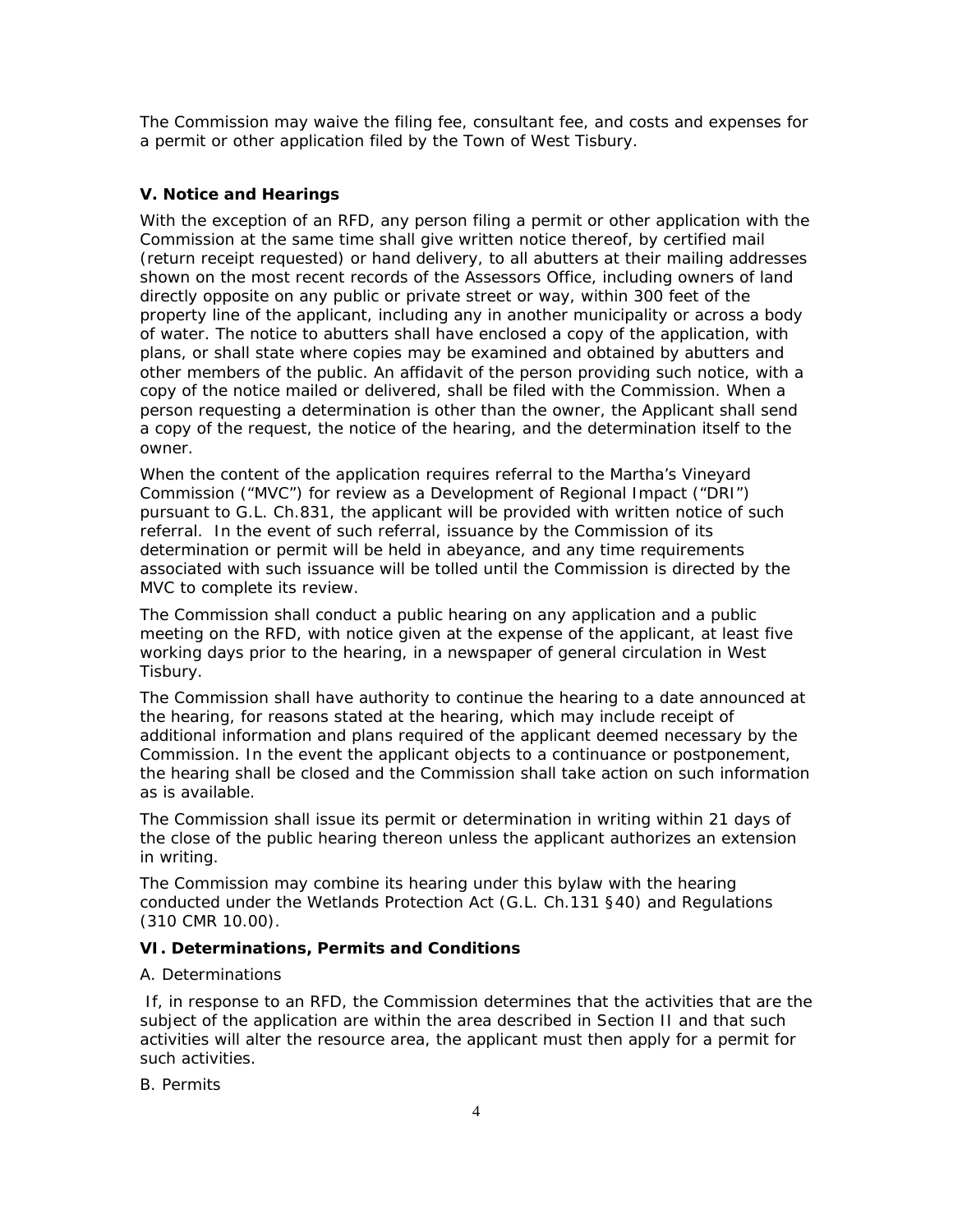The Commission may waive the filing fee, consultant fee, and costs and expenses for a permit or other application filed by the Town of West Tisbury.

### V. Notice and Hearings

With the exception of an RFD, any person filing a permit or other application with the Commission at the same time shall give written notice thereof, by certified mail (return receipt requested) or hand delivery, to all abutters at their mailing addresses shown on the most recent records of the Assessors Office, including owners of land directly opposite on any public or private street or way, within 300 feet of the property line of the applicant, including any in another municipality or across a body of water. The notice to abutters shall have enclosed a copy of the application, with plans, or shall state where copies may be examined and obtained by abutters and other members of the public. An affidavit of the person providing such notice, with a copy of the notice mailed or delivered, shall be filed with the Commission. When a person requesting a determination is other than the owner, the Applicant shall send a copy of the request, the notice of the hearing, and the determination itself to the owner.

When the content of the application requires referral to the Martha's Vineyard Commission ("MVC") for review as a Development of Regional Impact ("DRI") pursuant to G.L. Ch.831, the applicant will be provided with written notice of such referral. In the event of such referral, issuance by the Commission of its determination or permit will be held in abeyance, and any time requirements associated with such issuance will be tolled until the Commission is directed by the MVC to complete its review.

The Commission shall conduct a public hearing on any application and a public meeting on the RFD, with notice given at the expense of the applicant, at least five working days prior to the hearing, in a newspaper of general circulation in West Tisbury.

The Commission shall have authority to continue the hearing to a date announced at the hearing, for reasons stated at the hearing, which may include receipt of additional information and plans required of the applicant deemed necessary by the Commission. In the event the applicant objects to a continuance or postponement, the hearing shall be closed and the Commission shall take action on such information as is available.

The Commission shall issue its permit or determination in writing within 21 days of the close of the public hearing thereon unless the applicant authorizes an extension in writing.

The Commission may combine its hearing under this bylaw with the hearing conducted under the Wetlands Protection Act (G.L. Ch.131 §40) and Regulations (310 CMR 10.00).

### VI. Determinations, Permits and Conditions

A. Determinations

If, in response to an RFD, the Commission determines that the activities that are the subject of the application are within the area described in Section II and that such activities will alter the resource area, the applicant must then apply for a permit for such activities.

B. Permits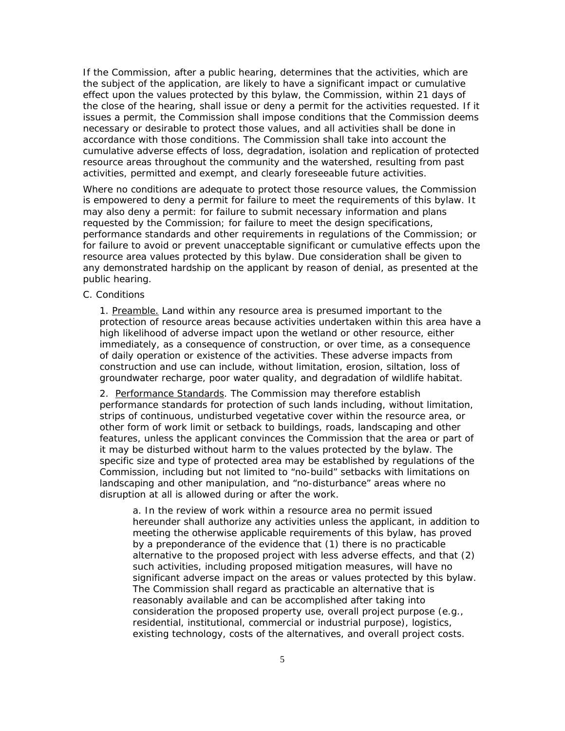If the Commission, after a public hearing, determines that the activities, which are the subject of the application, are likely to have a significant impact or cumulative effect upon the values protected by this bylaw, the Commission, within 21 days of the close of the hearing, shall issue or deny a permit for the activities requested. If it issues a permit, the Commission shall impose conditions that the Commission deems necessary or desirable to protect those values, and all activities shall be done in accordance with those conditions. The Commission shall take into account the cumulative adverse effects of loss, degradation, isolation and replication of protected resource areas throughout the community and the watershed, resulting from past activities, permitted and exempt, and clearly foreseeable future activities.

Where no conditions are adequate to protect those resource values, the Commission is empowered to deny a permit for failure to meet the requirements of this bylaw. It may also deny a permit: for failure to submit necessary information and plans requested by the Commission; for failure to meet the design specifications, performance standards and other requirements in regulations of the Commission; or for failure to avoid or prevent unacceptable significant or cumulative effects upon the resource area values protected by this bylaw. Due consideration shall be given to any demonstrated hardship on the applicant by reason of denial, as presented at the public hearing.

C. Conditions

1. Preamble. Land within any resource area is presumed important to the protection of resource areas because activities undertaken within this area have a high likelihood of adverse impact upon the wetland or other resource, either immediately, as a consequence of construction, or over time, as a consequence of daily operation or existence of the activities. These adverse impacts from construction and use can include, without limitation, erosion, siltation, loss of groundwater recharge, poor water quality, and degradation of wildlife habitat.

2. Performance Standards. The Commission may therefore establish performance standards for protection of such lands including, without limitation, strips of continuous, undisturbed vegetative cover within the resource area, or other form of work limit or setback to buildings, roads, landscaping and other features, unless the applicant convinces the Commission that the area or part of it may be disturbed without harm to the values protected by the bylaw. The specific size and type of protected area may be established by regulations of the Commission, including but not limited to "no-build" setbacks with limitations on landscaping and other manipulation, and "no-disturbance" areas where no disruption at all is allowed during or after the work.

a. In the review of work within a resource area no permit issued hereunder shall authorize any activities unless the applicant, in addition to meeting the otherwise applicable requirements of this bylaw, has proved by a preponderance of the evidence that (1) there is no practicable alternative to the proposed project with less adverse effects, and that (2) such activities, including proposed mitigation measures, will have no significant adverse impact on the areas or values protected by this bylaw. The Commission shall regard as practicable an alternative that is reasonably available and can be accomplished after taking into consideration the proposed property use, overall project purpose (e.g., residential, institutional, commercial or industrial purpose), logistics, existing technology, costs of the alternatives, and overall project costs.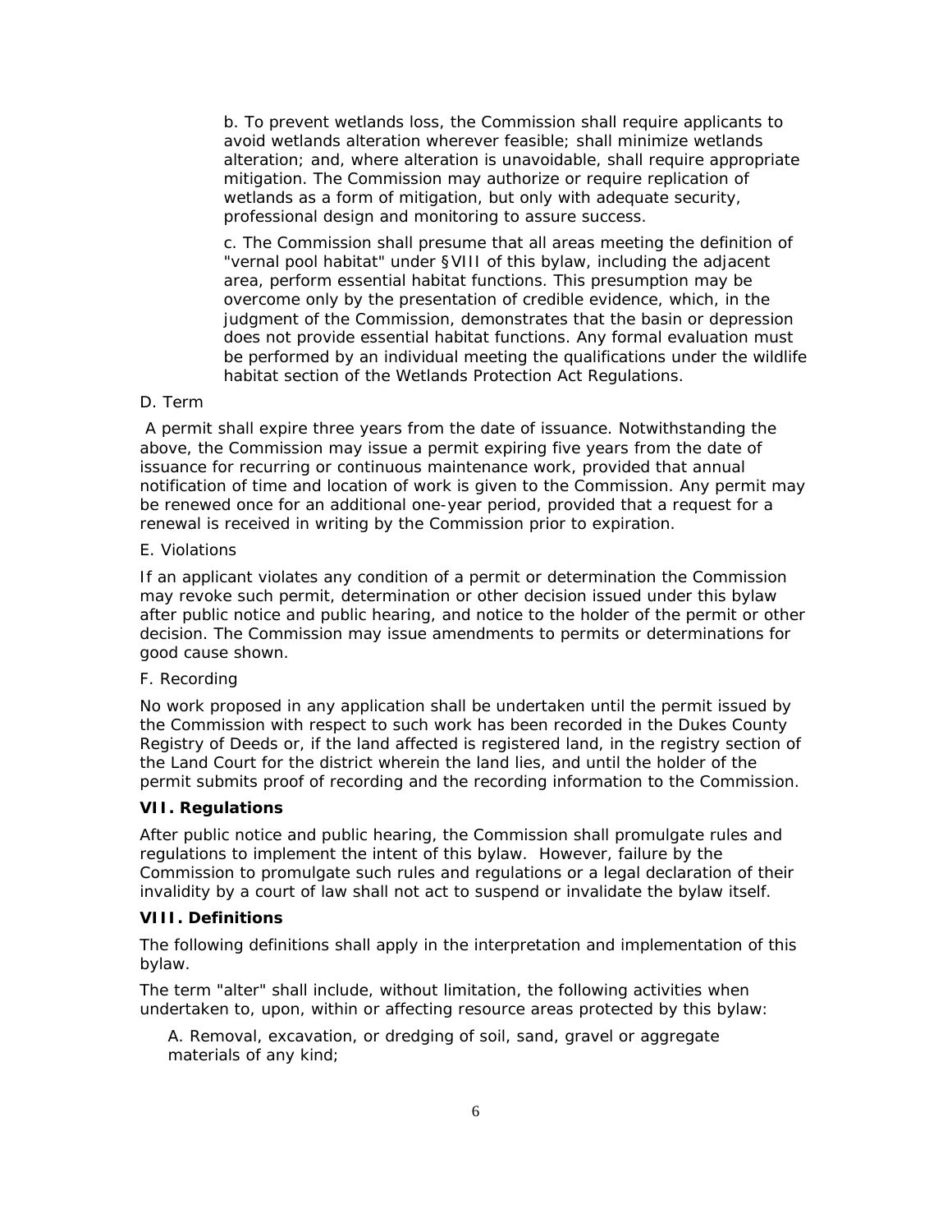b. To prevent wetlands loss, the Commission shall require applicants to avoid wetlands alteration wherever feasible; shall minimize wetlands alteration; and, where alteration is unavoidable, shall require appropriate mitigation. The Commission may authorize or require replication of wetlands as a form of mitigation, but only with adequate security, professional design and monitoring to assure success.

c. The Commission shall presume that all areas meeting the definition of "vernal pool habitat" under §VIII of this bylaw, including the adjacent area, perform essential habitat functions. This presumption may be overcome only by the presentation of credible evidence, which, in the judgment of the Commission, demonstrates that the basin or depression does not provide essential habitat functions. Any formal evaluation must be performed by an individual meeting the qualifications under the wildlife habitat section of the Wetlands Protection Act Regulations.

D. Term

A permit shall expire three years from the date of issuance. Notwithstanding the above, the Commission may issue a permit expiring five years from the date of issuance for recurring or continuous maintenance work, provided that annual notification of time and location of work is given to the Commission. Any permit may be renewed once for an additional one-year period, provided that a request for a renewal is received in writing by the Commission prior to expiration.

E. Violations

If an applicant violates any condition of a permit or determination the Commission may revoke such permit, determination or other decision issued under this bylaw after public notice and public hearing, and notice to the holder of the permit or other decision. The Commission may issue amendments to permits or determinations for good cause shown.

F. Recording

No work proposed in any application shall be undertaken until the permit issued by the Commission with respect to such work has been recorded in the Dukes County Registry of Deeds or, if the land affected is registered land, in the registry section of the Land Court for the district wherein the land lies, and until the holder of the permit submits proof of recording and the recording information to the Commission.

**VII. Regulations**

After public notice and public hearing, the Commission shall promulgate rules and regulations to implement the intent of this bylaw. However, failure by the Commission to promulgate such rules and regulations or a legal declaration of their invalidity by a court of law shall not act to suspend or invalidate the bylaw itself.

**VIII. Definitions**

The following definitions shall apply in the interpretation and implementation of this bylaw.

The term "alter" shall include, without limitation, the following activities when undertaken to, upon, within or affecting resource areas protected by this bylaw:

A. Removal, excavation, or dredging of soil, sand, gravel or aggregate materials of any kind;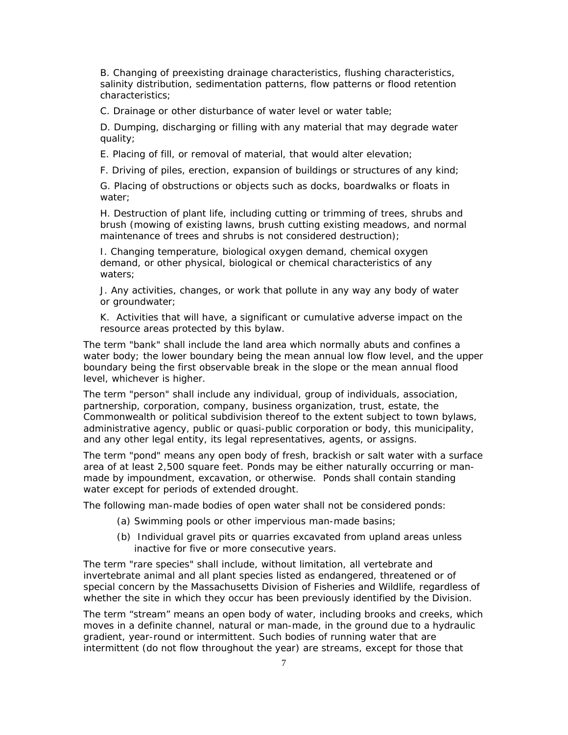B. Changing of preexisting drainage characteristics, flushing characteristics, salinity distribution, sedimentation patterns, flow patterns or flood retention characteristics;

C. Drainage or other disturbance of water level or water table;

D. Dumping, discharging or filling with any material that may degrade water quality;

E. Placing of fill, or removal of material, that would alter elevation;

F. Driving of piles, erection, expansion of buildings or structures of any kind;

G. Placing of obstructions or objects such as docks, boardwalks or floats in water;

H. Destruction of plant life, including cutting or trimming of trees, shrubs and brush (mowing of existing lawns, brush cutting existing meadows, and normal maintenance of trees and shrubs is not considered destruction);

I. Changing temperature, biological oxygen demand, chemical oxygen demand, or other physical, biological or chemical characteristics of any waters;

J. Any activities, changes, or work that pollute in any way any body of water or groundwater;

K. Activities that will have, a significant or cumulative adverse impact on the resource areas protected by this bylaw.

The term "bank" shall include the land area which normally abuts and confines a water body; the lower boundary being the mean annual low flow level, and the upper boundary being the first observable break in the slope or the mean annual flood level, whichever is higher.

The term "person" shall include any individual, group of individuals, association, partnership, corporation, company, business organization, trust, estate, the Commonwealth or political subdivision thereof to the extent subject to town bylaws, administrative agency, public or quasi-public corporation or body, this municipality, and any other legal entity, its legal representatives, agents, or assigns.

The term "pond" means any open body of fresh, brackish or salt water with a surface area of at least 2,500 square feet. Ponds may be either naturally occurring or man-made by impoundment, excavation, or otherwise. Ponds shall contain standing water except for periods of extended drought.

The following man-made bodies of open water shall not be considered ponds:

(a) Swimming pools or other impervious man-made basins;

(b) Individual gravel pits or quarries excavated from upland areas unless inactive for five or more consecutive years.

The term "rare species" shall include, without limitation, all vertebrate and invertebrate animal and all plant species listed as endangered, threatened or of special concern by the Massachusetts Division of Fisheries and Wildlife, regardless of whether the site in which they occur has been previously identified by the Division.

The term "stream" means an open body of water, including brooks and creeks, which moves in a definite channel, natural or man-made, in the ground due to a hydraulic gradient, year-round or intermittent. Such bodies of running water that are intermittent (do not flow throughout the year) are streams, except for those that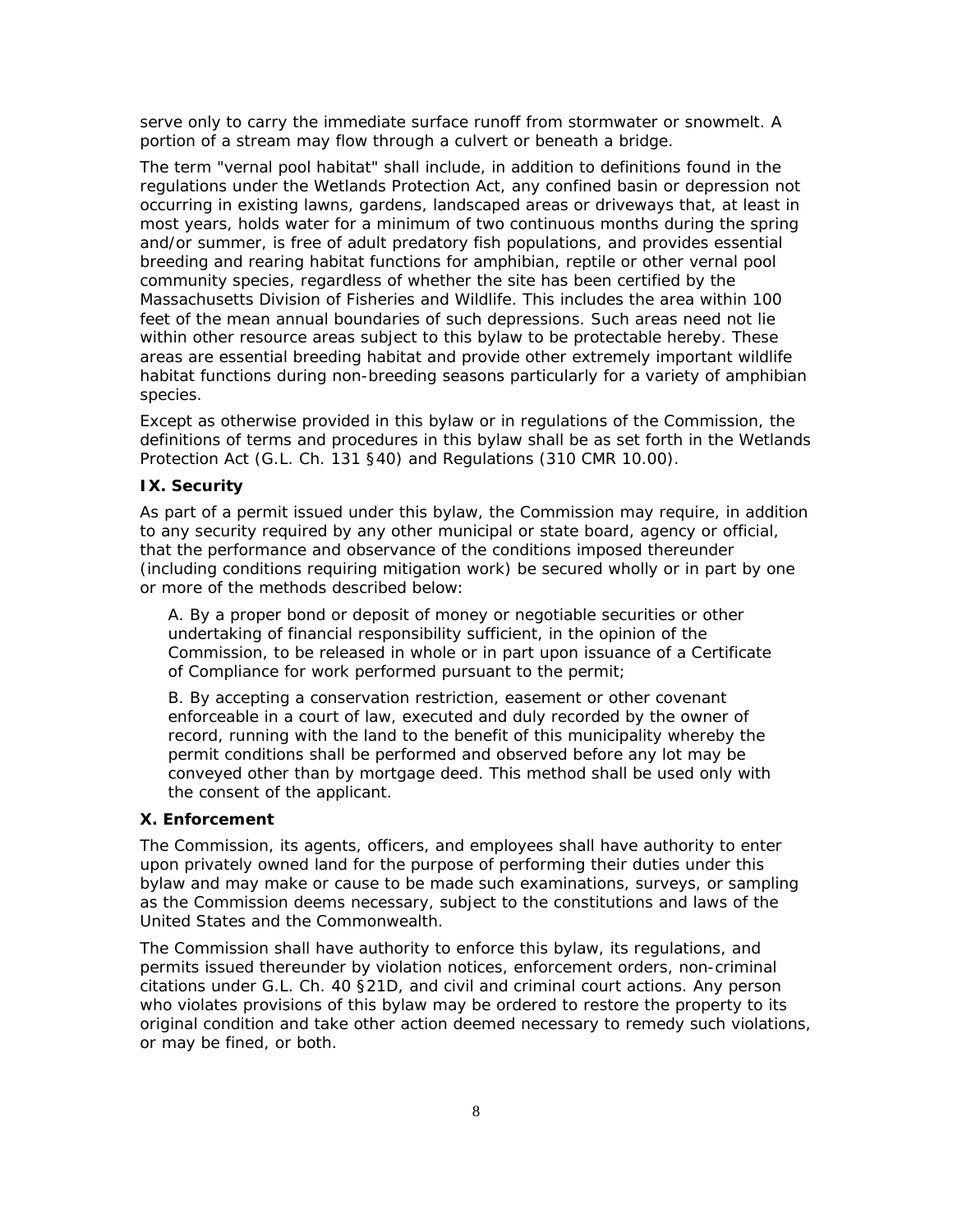serve only to carry the immediate surface runoff from stormwater or snowmelt. A portion of a stream may flow through a culvert or beneath a bridge.

The term "vernal pool habitat" shall include, in addition to definitions found in the regulations under the Wetlands Protection Act, any confined basin or depression not occurring in existing lawns, gardens, landscaped areas or driveways that, at least in most years, holds water for a minimum of two continuous months during the spring and/or summer, is free of adult predatory fish populations, and provides essential breeding and rearing habitat functions for amphibian, reptile or other vernal pool community species, regardless of whether the site has been certified by the Massachusetts Division of Fisheries and Wildlife. This includes the area within 100 feet of the mean annual boundaries of such depressions. Such areas need not lie within other resource areas subject to this bylaw to be protectable hereby. These areas are essential breeding habitat and provide other extremely important wildlife habitat functions during non-breeding seasons particularly for a variety of amphibian species.

Except as otherwise provided in this bylaw or in regulations of the Commission, the definitions of terms and procedures in this bylaw shall be as set forth in the Wetlands Protection Act (G.L. Ch. 131 §40) and Regulations (310 CMR 10.00).

### IX. Security

As part of a permit issued under this bylaw, the Commission may require, in addition to any security required by any other municipal or state board, agency or official, that the performance and observance of the conditions imposed thereunder (including conditions requiring mitigation work) be secured wholly or in part by one or more of the methods described below:

A. By a proper bond or deposit of money or negotiable securities or other undertaking of financial responsibility sufficient, in the opinion of the Commission, to be released in whole or in part upon issuance of a Certificate of Compliance for work performed pursuant to the permit;

B. By accepting a conservation restriction, easement or other covenant enforceable in a court of law, executed and duly recorded by the owner of record, running with the land to the benefit of this municipality whereby the permit conditions shall be performed and observed before any lot may be conveyed other than by mortgage deed. This method shall be used only with the consent of the applicant.

### X. Enforcement

The Commission, its agents, officers, and employees shall have authority to enter upon privately owned land for the purpose of performing their duties under this bylaw and may make or cause to be made such examinations, surveys, or sampling as the Commission deems necessary, subject to the constitutions and laws of the United States and the Commonwealth.

The Commission shall have authority to enforce this bylaw, its regulations, and permits issued thereunder by violation notices, enforcement orders, non-criminal citations under G.L. Ch. 40 §21D, and civil and criminal court actions. Any person who violates provisions of this bylaw may be ordered to restore the property to its original condition and take other action deemed necessary to remedy such violations, or may be fined, or both.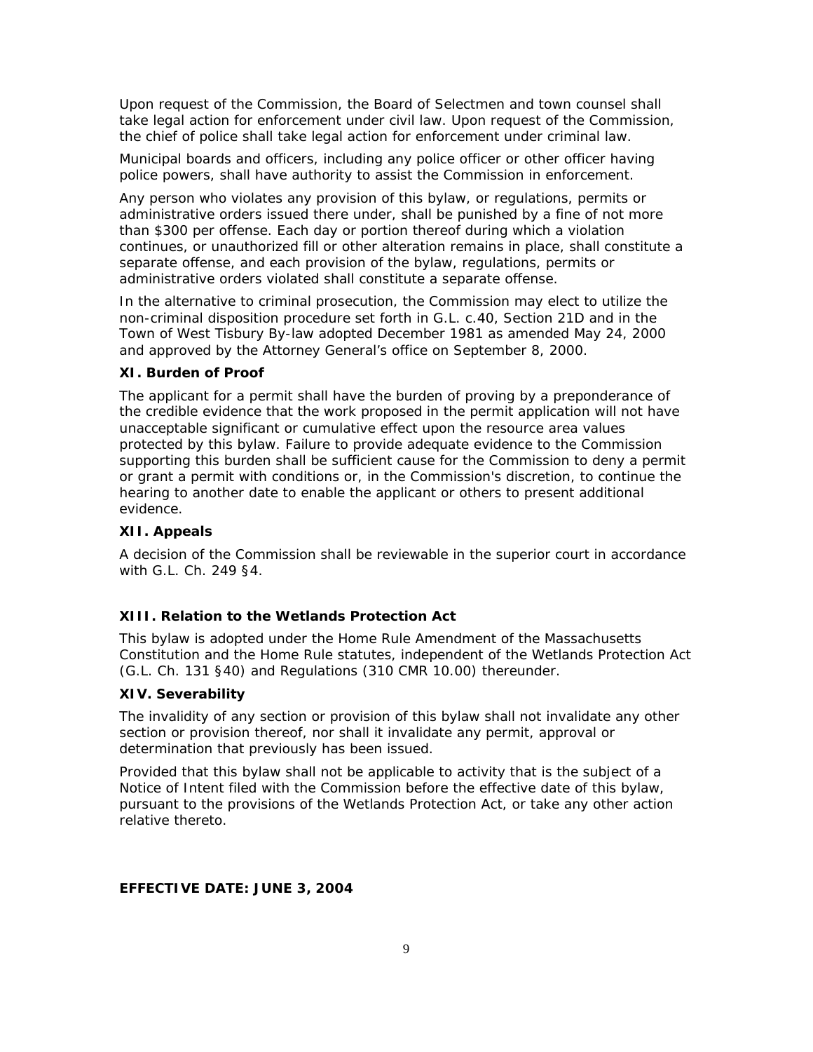Upon request of the Commission, the Board of Selectmen and town counsel shall take legal action for enforcement under civil law. Upon request of the Commission, the chief of police shall take legal action for enforcement under criminal law.

Municipal boards and officers, including any police officer or other officer having police powers, shall have authority to assist the Commission in enforcement.

Any person who violates any provision of this bylaw, or regulations, permits or administrative orders issued there under, shall be punished by a fine of not more than $300 per offense. Each day or portion thereof during which a violation continues, or unauthorized fill or other alteration remains in place, shall constitute a separate offense, and each provision of the bylaw, regulations, permits or administrative orders violated shall constitute a separate offense.

In the alternative to criminal prosecution, the Commission may elect to utilize the non-criminal disposition procedure set forth in G.L. c.40, Section 21D and in the Town of West Tisbury By-law adopted December 1981 as amended May 24, 2000 and approved by the Attorney General's office on September 8, 2000.

### XI. Burden of Proof

The applicant for a permit shall have the burden of proving by a preponderance of the credible evidence that the work proposed in the permit application will not have unacceptable significant or cumulative effect upon the resource area values protected by this bylaw. Failure to provide adequate evidence to the Commission supporting this burden shall be sufficient cause for the Commission to deny a permit or grant a permit with conditions or, in the Commission's discretion, to continue the hearing to another date to enable the applicant or others to present additional evidence.

### XII. Appeals

A decision of the Commission shall be reviewable in the superior court in accordance with G.L. Ch. 249 §4.

### XIII. Relation to the Wetlands Protection Act

This bylaw is adopted under the Home Rule Amendment of the Massachusetts Constitution and the Home Rule statutes, independent of the Wetlands Protection Act (G.L. Ch. 131 §40) and Regulations (310 CMR 10.00) thereunder.

### XIV. Severability

The invalidity of any section or provision of this bylaw shall not invalidate any other section or provision thereof, nor shall it invalidate any permit, approval or determination that previously has been issued.

Provided that this bylaw shall not be applicable to activity that is the subject of a Notice of Intent filed with the Commission before the effective date of this bylaw, pursuant to the provisions of the Wetlands Protection Act, or take any other action relative thereto.

**EFFECTIVE DATE: JUNE 3, 2004**